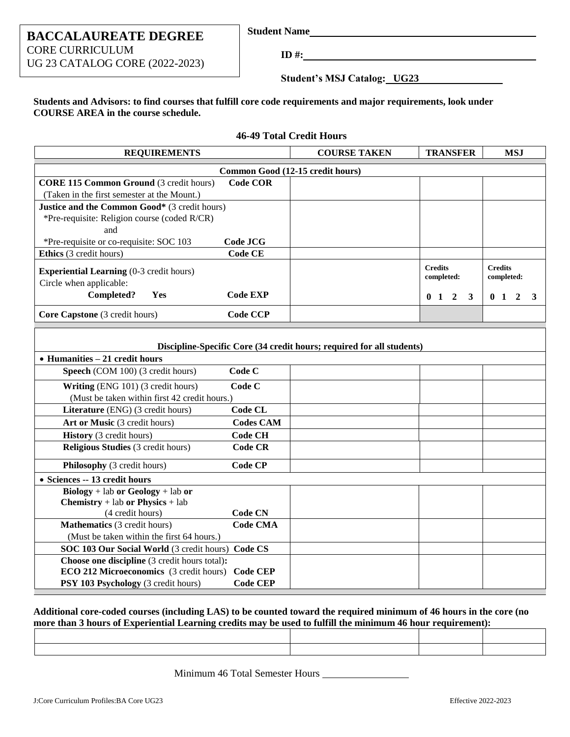# BACCALAUREATE DEGREE
CORE CURRICULUM
UG 23 CATALOG CORE (2022-2023)

**Student Name** ______________________

**ID #:** ______________________

**Student's MSJ Catalog: UG23**

**Students and Advisors: to find courses that fulfill core code requirements and major requirements, look under COURSE AREA in the course schedule.**

**46-49 Total Credit Hours**

| REQUIREMENTS | | COURSE TAKEN | TRANSFER | MSJ |
|---|---|---|---|---|
| **Common Good (12-15 credit hours)** | | | | |
| **CORE 115 Common Ground** (3 credit hours) (Taken in the first semester at the Mount.) | **Code COR** | | | |
| **Justice and the Common Good*** (3 credit hours) *Pre-requisite: Religion course (coded R/CR) and *Pre-requisite or co-requisite: SOC 103 | **Code JCG** | | | |
| **Ethics** (3 credit hours) | **Code CE** | | | |
| **Experiential Learning** (0-3 credit hours) Circle when applicable: **Completed? Yes** | **Code EXP** | | **Credits completed:** **0 1 2 3** | **Credits completed:** **0 1 2 3** |
| **Core Capstone** (3 credit hours) | **Code CCP** | | | |
| **Discipline-Specific Core (34 credit hours; required for all students)** | | | | |
| • **Humanities – 21 credit hours** | | | | |
| **Speech** (COM 100) (3 credit hours) | **Code C** | | | |
| **Writing** (ENG 101) (3 credit hours) (Must be taken within first 42 credit hours.) | **Code C** | | | |
| **Literature** (ENG) (3 credit hours) | **Code CL** | | | |
| **Art or Music** (3 credit hours) | **Codes CAM** | | | |
| **History** (3 credit hours) | **Code CH** | | | |
| **Religious Studies** (3 credit hours) | **Code CR** | | | |
| **Philosophy** (3 credit hours) | **Code CP** | | | |
| • **Sciences -- 13 credit hours** | | | | |
| **Biology** + lab **or Geology** + lab **or Chemistry** + lab **or Physics** + lab (4 credit hours) | **Code CN** | | | |
| **Mathematics** (3 credit hours) (Must be taken within the first 64 hours.) | **Code CMA** | | | |
| **SOC 103 Our Social World** (3 credit hours) | **Code CS** | | | |
| **Choose one discipline** (3 credit hours total)**:** **ECO 212 Microeconomics** (3 credit hours) **PSY 103 Psychology** (3 credit hours) | **Code CEP** **Code CEP** | | | |

**Additional core-coded courses (including LAS) to be counted toward the required minimum of 46 hours in the core (no more than 3 hours of Experiential Learning credits may be used to fulfill the minimum 46 hour requirement):**

| | | | |
|---|---|---|---|
| | | | |
| | | | |

Minimum 46 Total Semester Hours ____________

J:Core Curriculum Profiles:BA Core UG23

Effective 2022-2023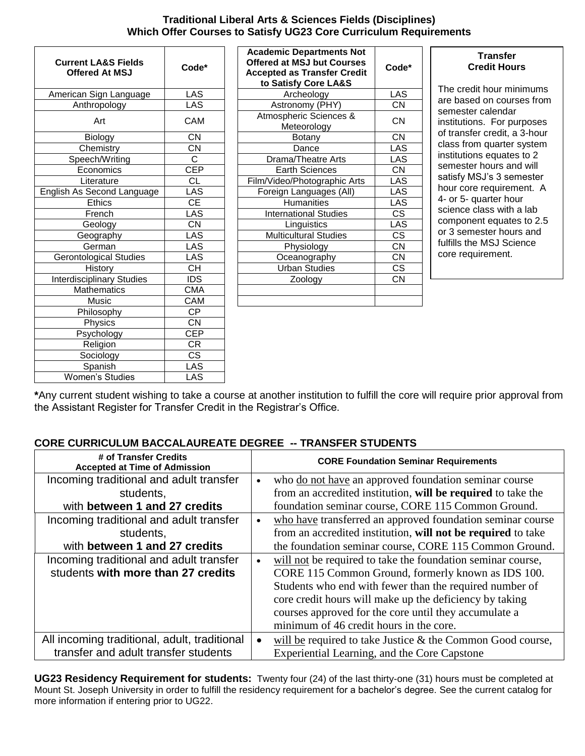## Traditional Liberal Arts & Sciences Fields (Disciplines) Which Offer Courses to Satisfy UG23 Core Curriculum Requirements

| Current LA&S Fields Offered At MSJ | Code* |
|---|---|
| American Sign Language | LAS |
| Anthropology | LAS |
| Art | CAM |
| Biology | CN |
| Chemistry | CN |
| Speech/Writing | C |
| Economics | CEP |
| Literature | CL |
| English As Second Language | LAS |
| Ethics | CE |
| French | LAS |
| Geology | CN |
| Geography | LAS |
| German | LAS |
| Gerontological Studies | LAS |
| History | CH |
| Interdisciplinary Studies | IDS |
| Mathematics | CMA |
| Music | CAM |
| Philosophy | CP |
| Physics | CN |
| Psychology | CEP |
| Religion | CR |
| Sociology | CS |
| Spanish | LAS |
| Women's Studies | LAS |

| Academic Departments Not Offered at MSJ but Courses Accepted as Transfer Credit to Satisfy Core LA&S | Code* |
|---|---|
| Archeology | LAS |
| Astronomy (PHY) | CN |
| Atmospheric Sciences & Meteorology | CN |
| Botany | CN |
| Dance | LAS |
| Drama/Theatre Arts | LAS |
| Earth Sciences | CN |
| Film/Video/Photographic Arts | LAS |
| Foreign Languages (All) | LAS |
| Humanities | LAS |
| International Studies | CS |
| Linguistics | LAS |
| Multicultural Studies | CS |
| Physiology | CN |
| Oceanography | CN |
| Urban Studies | CS |
| Zoology | CN |
| | |
| | |

**Transfer Credit Hours**

The credit hour minimums are based on courses from semester calendar institutions. For purposes of transfer credit, a 3-hour class from quarter system institutions equates to 2 semester hours and will satisfy MSJ's 3 semester hour core requirement. A 4- or 5- quarter hour science class with a lab component equates to 2.5 or 3 semester hours and fulfills the MSJ Science core requirement.

**\***Any current student wishing to take a course at another institution to fulfill the core will require prior approval from the Assistant Register for Transfer Credit in the Registrar's Office.

### CORE CURRICULUM BACCALAUREATE DEGREE -- TRANSFER STUDENTS

| # of Transfer Credits Accepted at Time of Admission | CORE Foundation Seminar Requirements |
|---|---|
| Incoming traditional and adult transfer students, with **between 1 and 27 credits** | • who do not have an approved foundation seminar course from an accredited institution, **will be required** to take the foundation seminar course, CORE 115 Common Ground. |
| Incoming traditional and adult transfer students, with **between 1 and 27 credits** | • who have transferred an approved foundation seminar course from an accredited institution, **will not be required** to take the foundation seminar course, CORE 115 Common Ground. |
| Incoming traditional and adult transfer students **with more than 27 credits** | • will not be required to take the foundation seminar course, CORE 115 Common Ground, formerly known as IDS 100. Students who end with fewer than the required number of core credit hours will make up the deficiency by taking courses approved for the core until they accumulate a minimum of 46 credit hours in the core. |
| All incoming traditional, adult, traditional transfer and adult transfer students | • will be required to take Justice & the Common Good course, Experiential Learning, and the Core Capstone |

**UG23 Residency Requirement for students:** Twenty four (24) of the last thirty-one (31) hours must be completed at Mount St. Joseph University in order to fulfill the residency requirement for a bachelor's degree. See the current catalog for more information if entering prior to UG22.